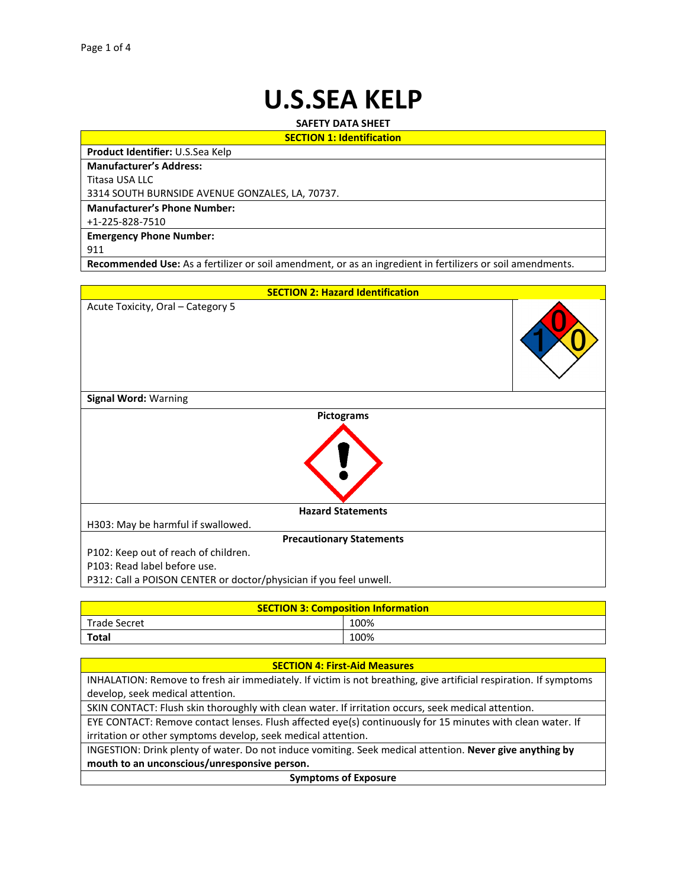# U.S.SEA KELP

**SAFETY DATA SHEET**

## SECTION 1: Identification

**Product Identifier:** U.S.Sea Kelp

**Manufacturer's Address:**
Titasa USA LLC
3314 SOUTH BURNSIDE AVENUE GONZALES, LA, 70737.

**Manufacturer's Phone Number:**
+1-225-828-7510

**Emergency Phone Number:**
911

**Recommended Use:** As a fertilizer or soil amendment, or as an ingredient in fertilizers or soil amendments.

## SECTION 2: Hazard Identification

Acute Toxicity, Oral – Category 5

NFPA: Health 1, Flammability 0, Instability 0

**Signal Word:** Warning

**Pictograms**

**Hazard Statements**

H303: May be harmful if swallowed.

**Precautionary Statements**

P102: Keep out of reach of children.
P103: Read label before use.
P312: Call a POISON CENTER or doctor/physician if you feel unwell.

## SECTION 3: Composition Information

| Component | % |
|---|---|
| Trade Secret | 100% |
| **Total** | 100% |

## SECTION 4: First-Aid Measures

INHALATION: Remove to fresh air immediately. If victim is not breathing, give artificial respiration. If symptoms develop, seek medical attention.

SKIN CONTACT: Flush skin thoroughly with clean water. If irritation occurs, seek medical attention.

EYE CONTACT: Remove contact lenses. Flush affected eye(s) continuously for 15 minutes with clean water. If irritation or other symptoms develop, seek medical attention.

INGESTION: Drink plenty of water. Do not induce vomiting. Seek medical attention. **Never give anything by mouth to an unconscious/unresponsive person.**

**Symptoms of Exposure**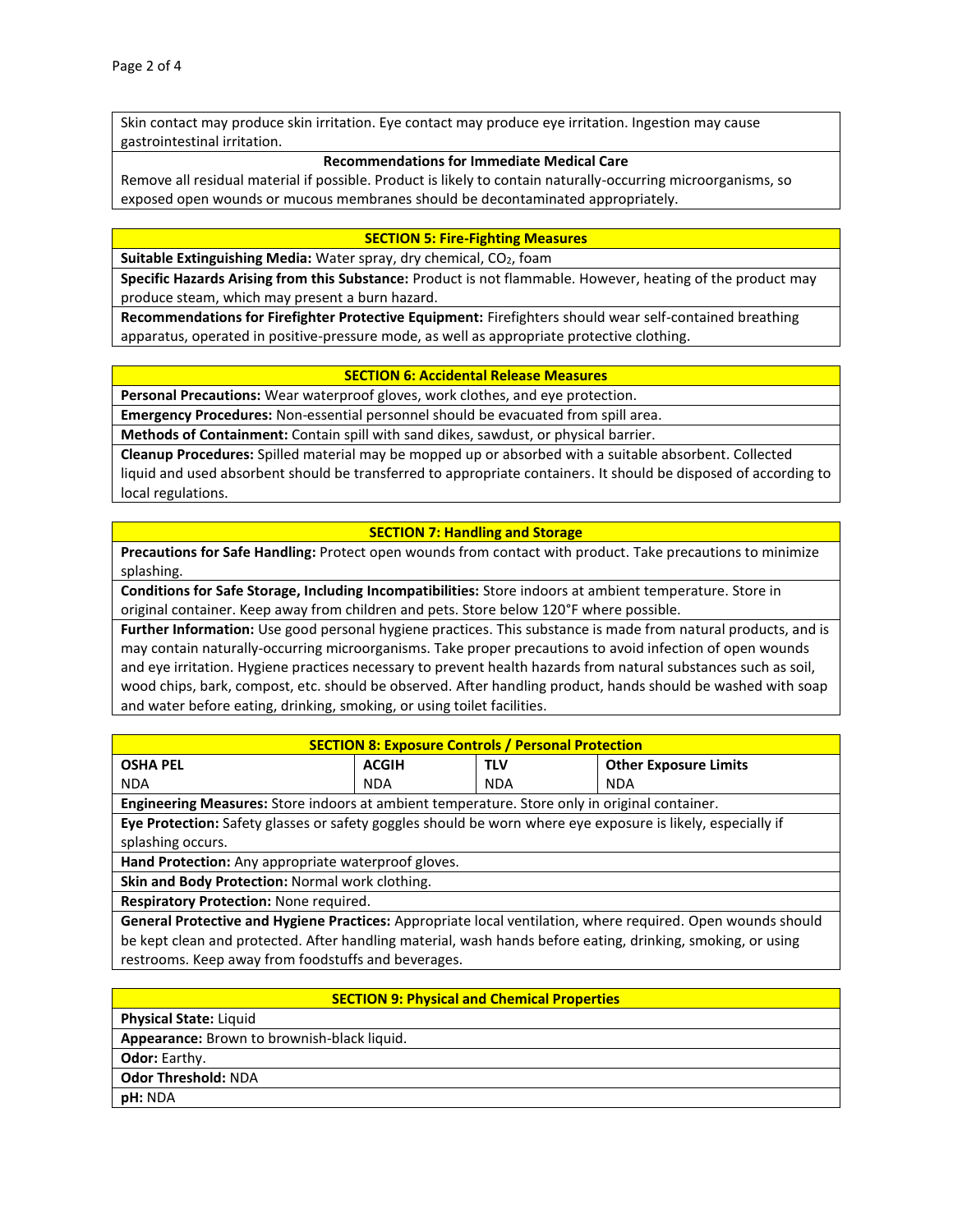Skin contact may produce skin irritation. Eye contact may produce eye irritation. Ingestion may cause gastrointestinal irritation.

**Recommendations for Immediate Medical Care**

Remove all residual material if possible. Product is likely to contain naturally-occurring microorganisms, so exposed open wounds or mucous membranes should be decontaminated appropriately.

## SECTION 5: Fire-Fighting Measures

**Suitable Extinguishing Media:** Water spray, dry chemical, $CO_2$, foam

**Specific Hazards Arising from this Substance:** Product is not flammable. However, heating of the product may produce steam, which may present a burn hazard.

**Recommendations for Firefighter Protective Equipment:** Firefighters should wear self-contained breathing apparatus, operated in positive-pressure mode, as well as appropriate protective clothing.

## SECTION 6: Accidental Release Measures

**Personal Precautions:** Wear waterproof gloves, work clothes, and eye protection.

**Emergency Procedures:** Non-essential personnel should be evacuated from spill area.

**Methods of Containment:** Contain spill with sand dikes, sawdust, or physical barrier.

**Cleanup Procedures:** Spilled material may be mopped up or absorbed with a suitable absorbent. Collected liquid and used absorbent should be transferred to appropriate containers. It should be disposed of according to local regulations.

## SECTION 7: Handling and Storage

**Precautions for Safe Handling:** Protect open wounds from contact with product. Take precautions to minimize splashing.

**Conditions for Safe Storage, Including Incompatibilities:** Store indoors at ambient temperature. Store in original container. Keep away from children and pets. Store below 120°F where possible.

**Further Information:** Use good personal hygiene practices. This substance is made from natural products, and is may contain naturally-occurring microorganisms. Take proper precautions to avoid infection of open wounds and eye irritation. Hygiene practices necessary to prevent health hazards from natural substances such as soil, wood chips, bark, compost, etc. should be observed. After handling product, hands should be washed with soap and water before eating, drinking, smoking, or using toilet facilities.

## SECTION 8: Exposure Controls / Personal Protection

| OSHA PEL | ACGIH | TLV | Other Exposure Limits |
|---|---|---|---|
| NDA | NDA | NDA | NDA |

**Engineering Measures:** Store indoors at ambient temperature. Store only in original container.

**Eye Protection:** Safety glasses or safety goggles should be worn where eye exposure is likely, especially if splashing occurs.

**Hand Protection:** Any appropriate waterproof gloves.

**Skin and Body Protection:** Normal work clothing.

**Respiratory Protection:** None required.

**General Protective and Hygiene Practices:** Appropriate local ventilation, where required. Open wounds should be kept clean and protected. After handling material, wash hands before eating, drinking, smoking, or using restrooms. Keep away from foodstuffs and beverages.

## SECTION 9: Physical and Chemical Properties

**Physical State:** Liquid

**Appearance:** Brown to brownish-black liquid.

**Odor:** Earthy.

**Odor Threshold:** NDA

**pH:** NDA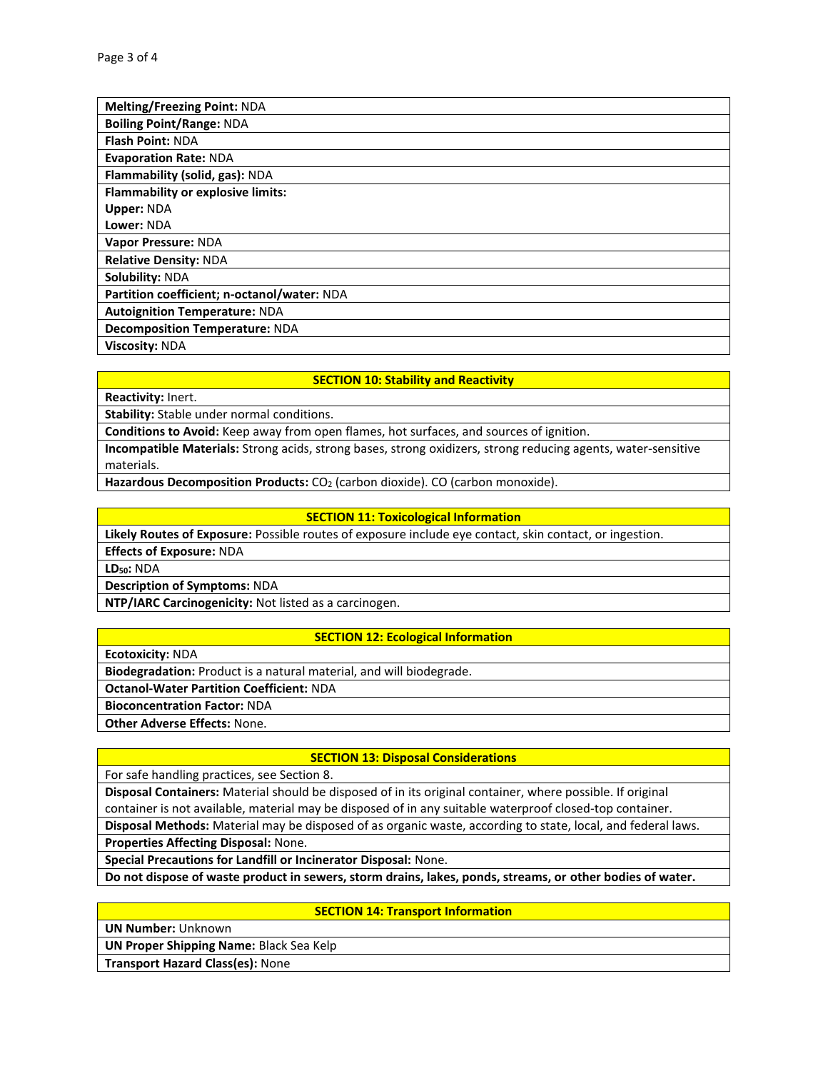**Melting/Freezing Point:** NDA

**Boiling Point/Range:** NDA

**Flash Point:** NDA

**Evaporation Rate:** NDA

**Flammability (solid, gas):** NDA

**Flammability or explosive limits:**
**Upper:** NDA
**Lower:** NDA

**Vapor Pressure:** NDA

**Relative Density:** NDA

**Solubility:** NDA

**Partition coefficient; n-octanol/water:** NDA

**Autoignition Temperature:** NDA

**Decomposition Temperature:** NDA

**Viscosity:** NDA

## SECTION 10: Stability and Reactivity

**Reactivity:** Inert.

**Stability:** Stable under normal conditions.

**Conditions to Avoid:** Keep away from open flames, hot surfaces, and sources of ignition.

**Incompatible Materials:** Strong acids, strong bases, strong oxidizers, strong reducing agents, water-sensitive materials.

**Hazardous Decomposition Products:** $CO_2$ (carbon dioxide). CO (carbon monoxide).

## SECTION 11: Toxicological Information

**Likely Routes of Exposure:** Possible routes of exposure include eye contact, skin contact, or ingestion.

**Effects of Exposure:** NDA

**$LD_{50}$:** NDA

**Description of Symptoms:** NDA

**NTP/IARC Carcinogenicity:** Not listed as a carcinogen.

## SECTION 12: Ecological Information

**Ecotoxicity:** NDA

**Biodegradation:** Product is a natural material, and will biodegrade.

**Octanol-Water Partition Coefficient:** NDA

**Bioconcentration Factor:** NDA

**Other Adverse Effects:** None.

## SECTION 13: Disposal Considerations

For safe handling practices, see Section 8.

**Disposal Containers:** Material should be disposed of in its original container, where possible. If original container is not available, material may be disposed of in any suitable waterproof closed-top container.

**Disposal Methods:** Material may be disposed of as organic waste, according to state, local, and federal laws.

**Properties Affecting Disposal:** None.

**Special Precautions for Landfill or Incinerator Disposal:** None.

**Do not dispose of waste product in sewers, storm drains, lakes, ponds, streams, or other bodies of water.**

## SECTION 14: Transport Information

**UN Number:** Unknown

**UN Proper Shipping Name:** Black Sea Kelp

**Transport Hazard Class(es):** None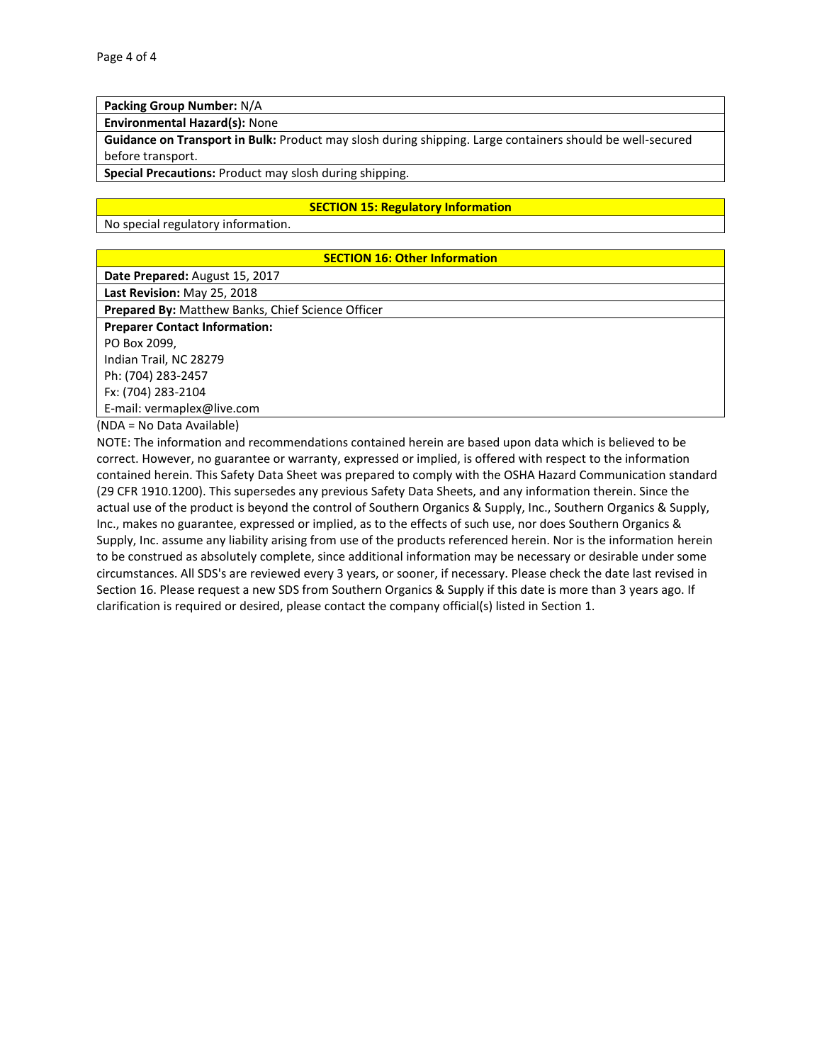**Packing Group Number:** N/A

**Environmental Hazard(s):** None

**Guidance on Transport in Bulk:** Product may slosh during shipping. Large containers should be well-secured before transport.

**Special Precautions:** Product may slosh during shipping.

## SECTION 15: Regulatory Information

No special regulatory information.

## SECTION 16: Other Information

**Date Prepared:** August 15, 2017

**Last Revision:** May 25, 2018

**Prepared By:** Matthew Banks, Chief Science Officer

**Preparer Contact Information:**
PO Box 2099,
Indian Trail, NC 28279
Ph: (704) 283-2457
Fx: (704) 283-2104
E-mail: vermaplex@live.com

(NDA = No Data Available)

NOTE: The information and recommendations contained herein are based upon data which is believed to be correct. However, no guarantee or warranty, expressed or implied, is offered with respect to the information contained herein. This Safety Data Sheet was prepared to comply with the OSHA Hazard Communication standard (29 CFR 1910.1200). This supersedes any previous Safety Data Sheets, and any information therein. Since the actual use of the product is beyond the control of Southern Organics & Supply, Inc., Southern Organics & Supply, Inc., makes no guarantee, expressed or implied, as to the effects of such use, nor does Southern Organics & Supply, Inc. assume any liability arising from use of the products referenced herein. Nor is the information herein to be construed as absolutely complete, since additional information may be necessary or desirable under some circumstances. All SDS's are reviewed every 3 years, or sooner, if necessary. Please check the date last revised in Section 16. Please request a new SDS from Southern Organics & Supply if this date is more than 3 years ago. If clarification is required or desired, please contact the company official(s) listed in Section 1.